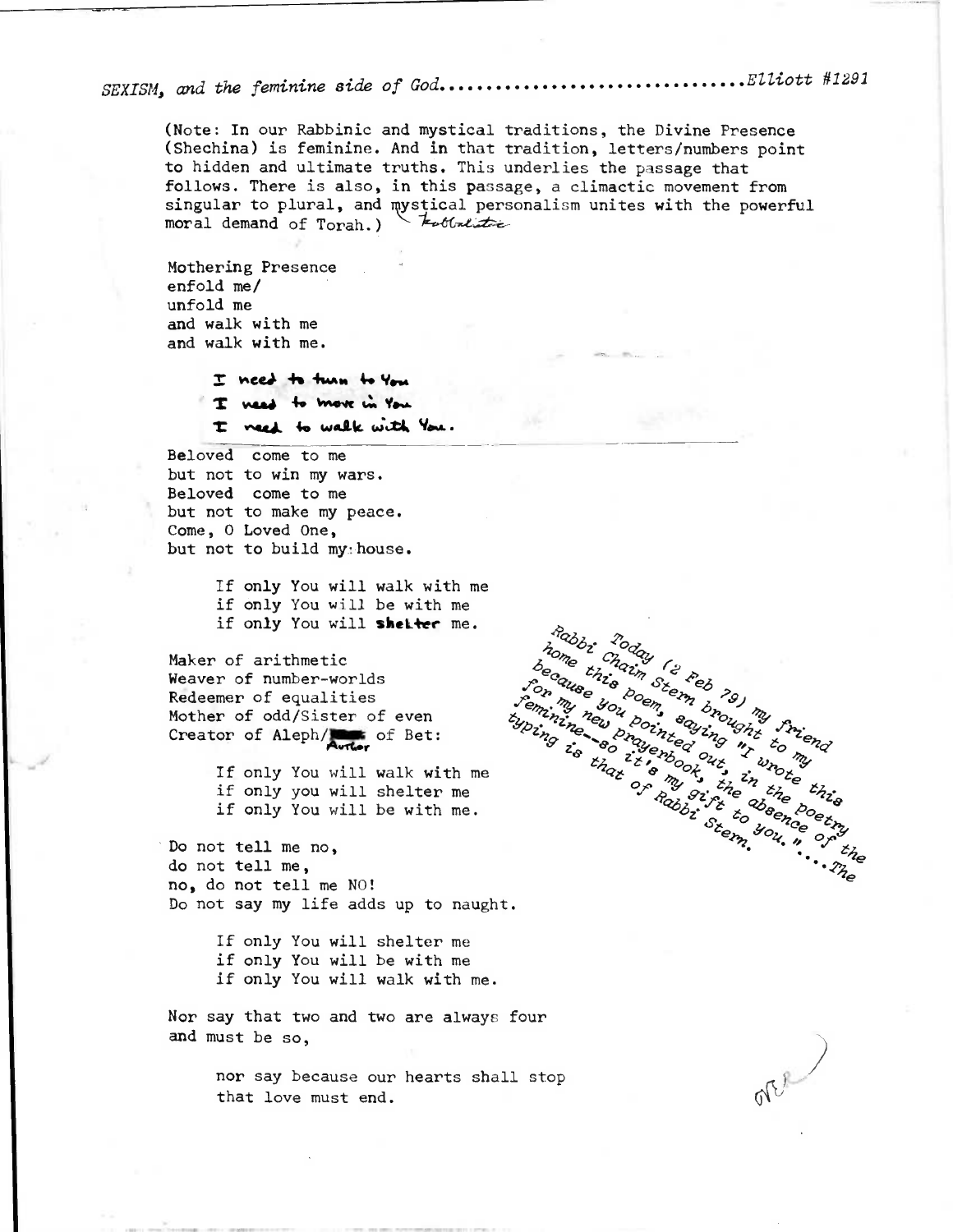*SEXISM, and the feminine side of God................................Elliott #1291*

(Note: In our Rabbinic and mystical traditions, the Divine Presence (Shechina) is feminine. And in that tradition, letters/numbers point to hidden and ultimate truths. This underlies the passage that follows. There is also, in this passage, a climactic movement from singular to plural, and mystical personalism unites with the powerful moral demand of Torah.) kabbalistic

Mothering Presence
enfold me/
unfold me
and walk with me
and walk with me.

> I need to turn to You
> I need to move in You
> I need to walk with You.

Beloved come to me
but not to win my wars.
Beloved come to me
but not to make my peace.
Come, O Loved One,
but not to build my house.

> If only You will walk with me
> if only You will be with me
> if only You will **shelter** me.

Maker of arithmetic
Weaver of number-worlds
Redeemer of equalities
Mother of odd/Sister of even
Creator of Aleph/ Author of Bet:

> If only You will walk with me
> if only you will shelter me
> if only You will be with me.

Do not tell me no,
do not tell me,
no, do not tell me NO!
Do not say my life adds up to naught.

> If only You will shelter me
> if only You will be with me
> if only You will walk with me.

Nor say that two and two are always four
and must be so,

> nor say because our hearts shall stop
> that love must end.

*Today (2 Feb 79) my friend Rabbi Chaim Stern brought to my home this poem, saying "I wrote this because you pointed out, in the absence of the feminine--so it's my gift to you." ....The typing is that of Rabbi Stern.* for my new prayerbook, the poetry

over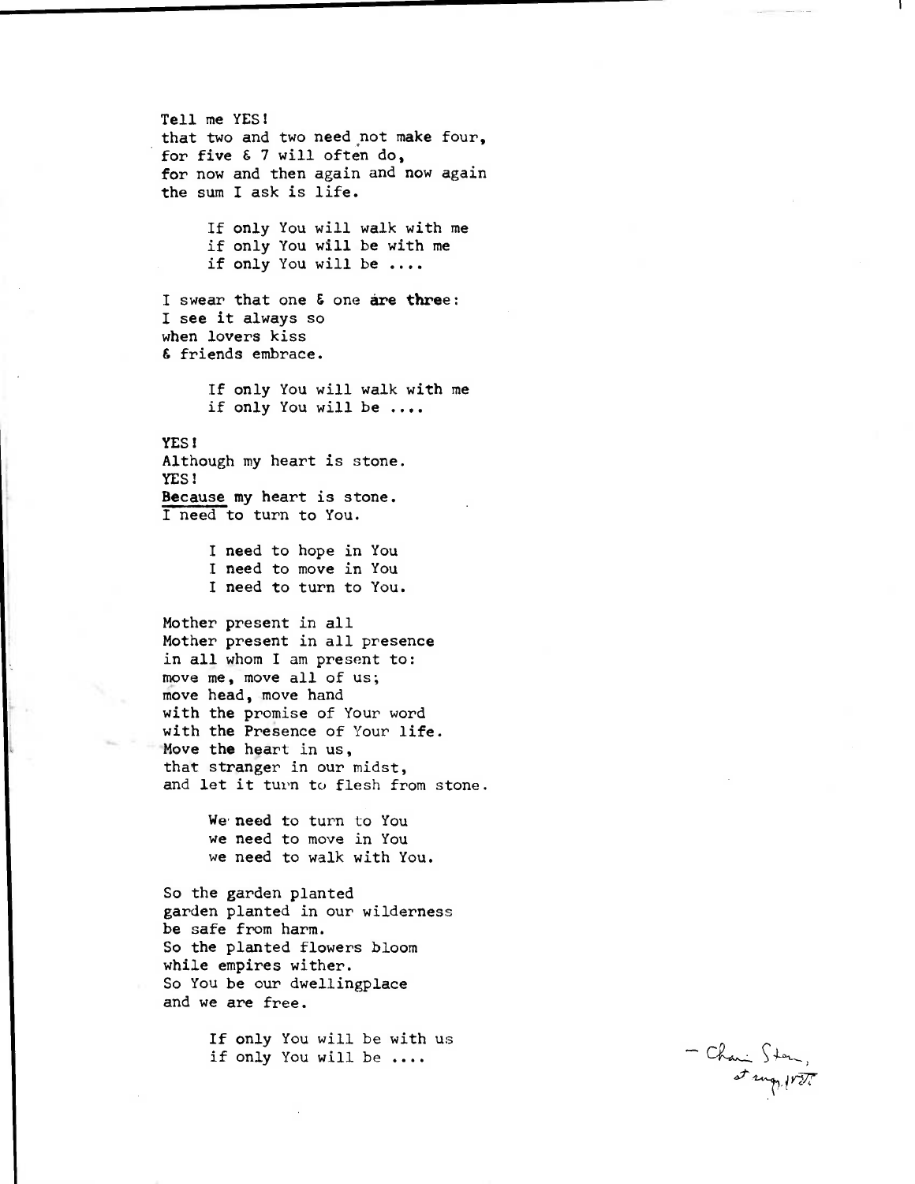Tell me YES!
that two and two need not make four,
for five & 7 will often do,
for now and then again and now again
the sum I ask is life.

> If only You will walk with me
> if only You will be with me
> if only You will be ....

I swear that one & one **are three**:
I see it always so
when lovers kiss
& friends embrace.

> If only You will walk with me
> if only You will be ....

**YES!**
Although my heart is stone.
**YES!**
<u>Because</u> my heart is stone.
I need to turn to You.

> I need to hope in You
> I need to move in You
> I need to turn to You.

Mother present in all
Mother present in all presence
in all whom I am present to:
move me, move all of us;
move head, move hand
with the promise of Your word
with the Presence of Your life.
Move the heart in us,
that stranger in our midst,
and let it turn to flesh from stone.

> We need to turn to You
> we need to move in You
> we need to walk with You.

So the garden planted
garden planted in our wilderness
be safe from harm.
So the planted flowers bloom
while empires wither.
So You be our dwellingplace
and we are free.

> If only You will be with us
> if only You will be ....

— Chani Stan,
at sung, 1985